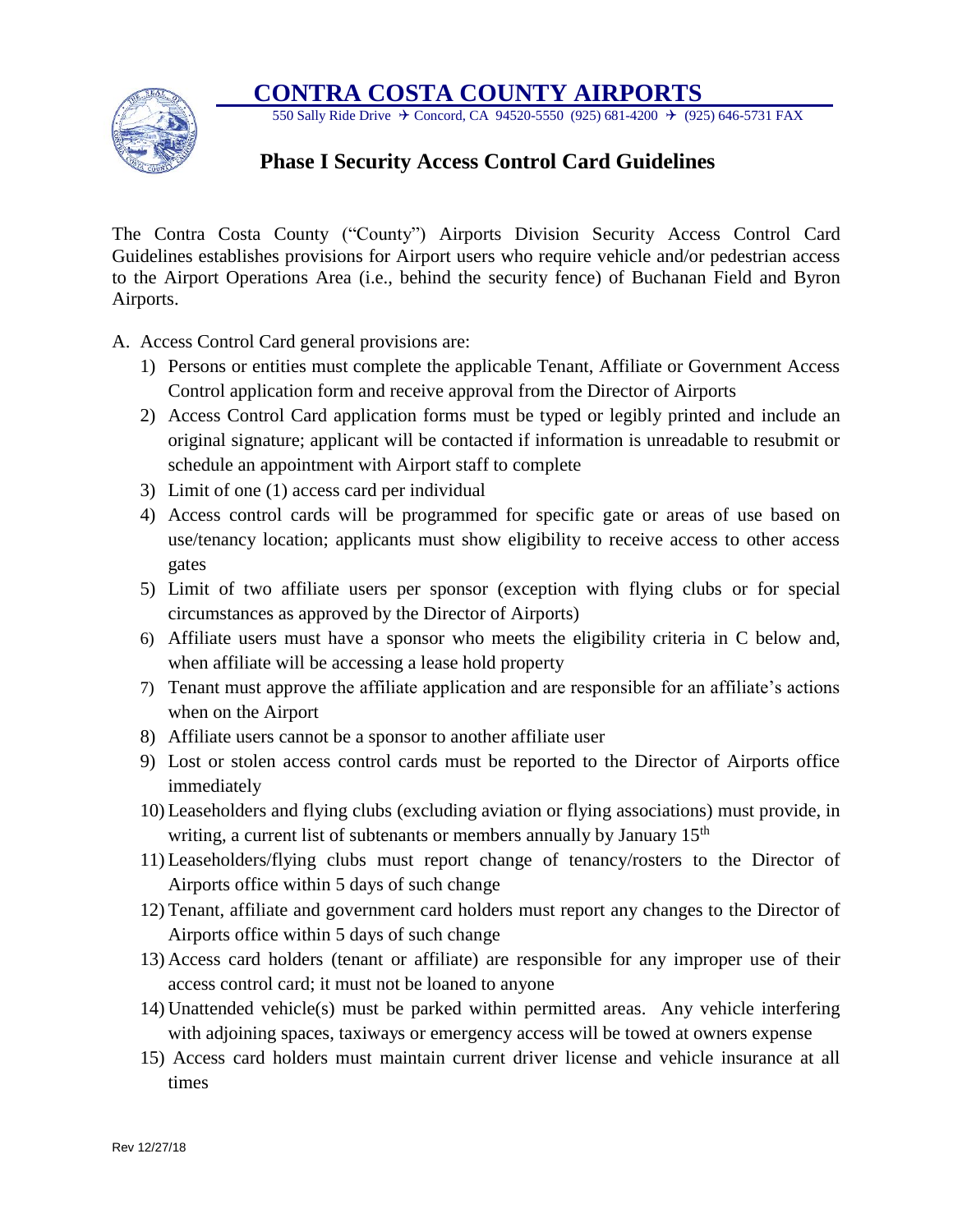# CONTRA COSTA COUNTY AIRPORTS

550 Sally Ride Drive ✈ Concord, CA 94520-5550 (925) 681-4200 ✈ (925) 646-5731 FAX

## Phase I Security Access Control Card Guidelines

The Contra Costa County ("County") Airports Division Security Access Control Card Guidelines establishes provisions for Airport users who require vehicle and/or pedestrian access to the Airport Operations Area (i.e., behind the security fence) of Buchanan Field and Byron Airports.

A. Access Control Card general provisions are:

1) Persons or entities must complete the applicable Tenant, Affiliate or Government Access Control application form and receive approval from the Director of Airports
2) Access Control Card application forms must be typed or legibly printed and include an original signature; applicant will be contacted if information is unreadable to resubmit or schedule an appointment with Airport staff to complete
3) Limit of one (1) access card per individual
4) Access control cards will be programmed for specific gate or areas of use based on use/tenancy location; applicants must show eligibility to receive access to other access gates
5) Limit of two affiliate users per sponsor (exception with flying clubs or for special circumstances as approved by the Director of Airports)
6) Affiliate users must have a sponsor who meets the eligibility criteria in C below and, when affiliate will be accessing a lease hold property
7) Tenant must approve the affiliate application and are responsible for an affiliate's actions when on the Airport
8) Affiliate users cannot be a sponsor to another affiliate user
9) Lost or stolen access control cards must be reported to the Director of Airports office immediately
10) Leaseholders and flying clubs (excluding aviation or flying associations) must provide, in writing, a current list of subtenants or members annually by January 15th
11) Leaseholders/flying clubs must report change of tenancy/rosters to the Director of Airports office within 5 days of such change
12) Tenant, affiliate and government card holders must report any changes to the Director of Airports office within 5 days of such change
13) Access card holders (tenant or affiliate) are responsible for any improper use of their access control card; it must not be loaned to anyone
14) Unattended vehicle(s) must be parked within permitted areas. Any vehicle interfering with adjoining spaces, taxiways or emergency access will be towed at owners expense
15) Access card holders must maintain current driver license and vehicle insurance at all times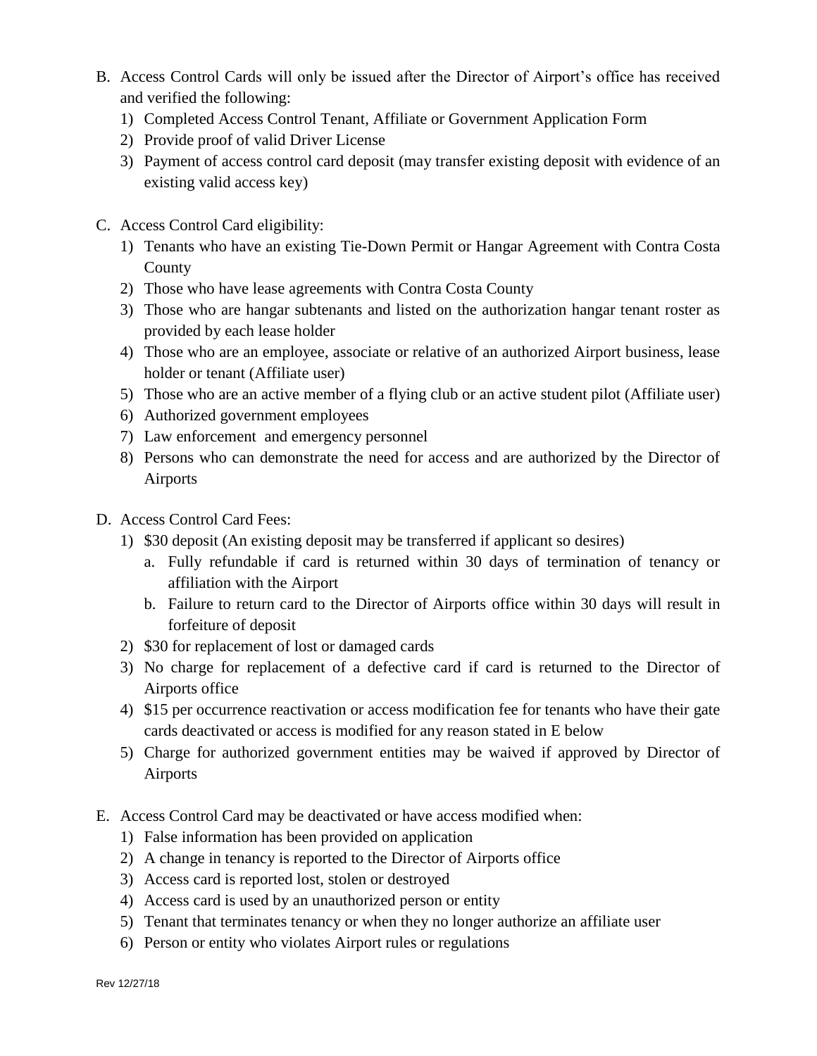B. Access Control Cards will only be issued after the Director of Airport's office has received and verified the following:
   1) Completed Access Control Tenant, Affiliate or Government Application Form
   2) Provide proof of valid Driver License
   3) Payment of access control card deposit (may transfer existing deposit with evidence of an existing valid access key)

C. Access Control Card eligibility:
   1) Tenants who have an existing Tie-Down Permit or Hangar Agreement with Contra Costa County
   2) Those who have lease agreements with Contra Costa County
   3) Those who are hangar subtenants and listed on the authorization hangar tenant roster as provided by each lease holder
   4) Those who are an employee, associate or relative of an authorized Airport business, lease holder or tenant (Affiliate user)
   5) Those who are an active member of a flying club or an active student pilot (Affiliate user)
   6) Authorized government employees
   7) Law enforcement and emergency personnel
   8) Persons who can demonstrate the need for access and are authorized by the Director of Airports

D. Access Control Card Fees:
   1) $30 deposit (An existing deposit may be transferred if applicant so desires)
      a. Fully refundable if card is returned within 30 days of termination of tenancy or affiliation with the Airport
      b. Failure to return card to the Director of Airports office within 30 days will result in forfeiture of deposit
   2) $30 for replacement of lost or damaged cards
   3) No charge for replacement of a defective card if card is returned to the Director of Airports office
   4) $15 per occurrence reactivation or access modification fee for tenants who have their gate cards deactivated or access is modified for any reason stated in E below
   5) Charge for authorized government entities may be waived if approved by Director of Airports

E. Access Control Card may be deactivated or have access modified when:
   1) False information has been provided on application
   2) A change in tenancy is reported to the Director of Airports office
   3) Access card is reported lost, stolen or destroyed
   4) Access card is used by an unauthorized person or entity
   5) Tenant that terminates tenancy or when they no longer authorize an affiliate user
   6) Person or entity who violates Airport rules or regulations

Rev 12/27/18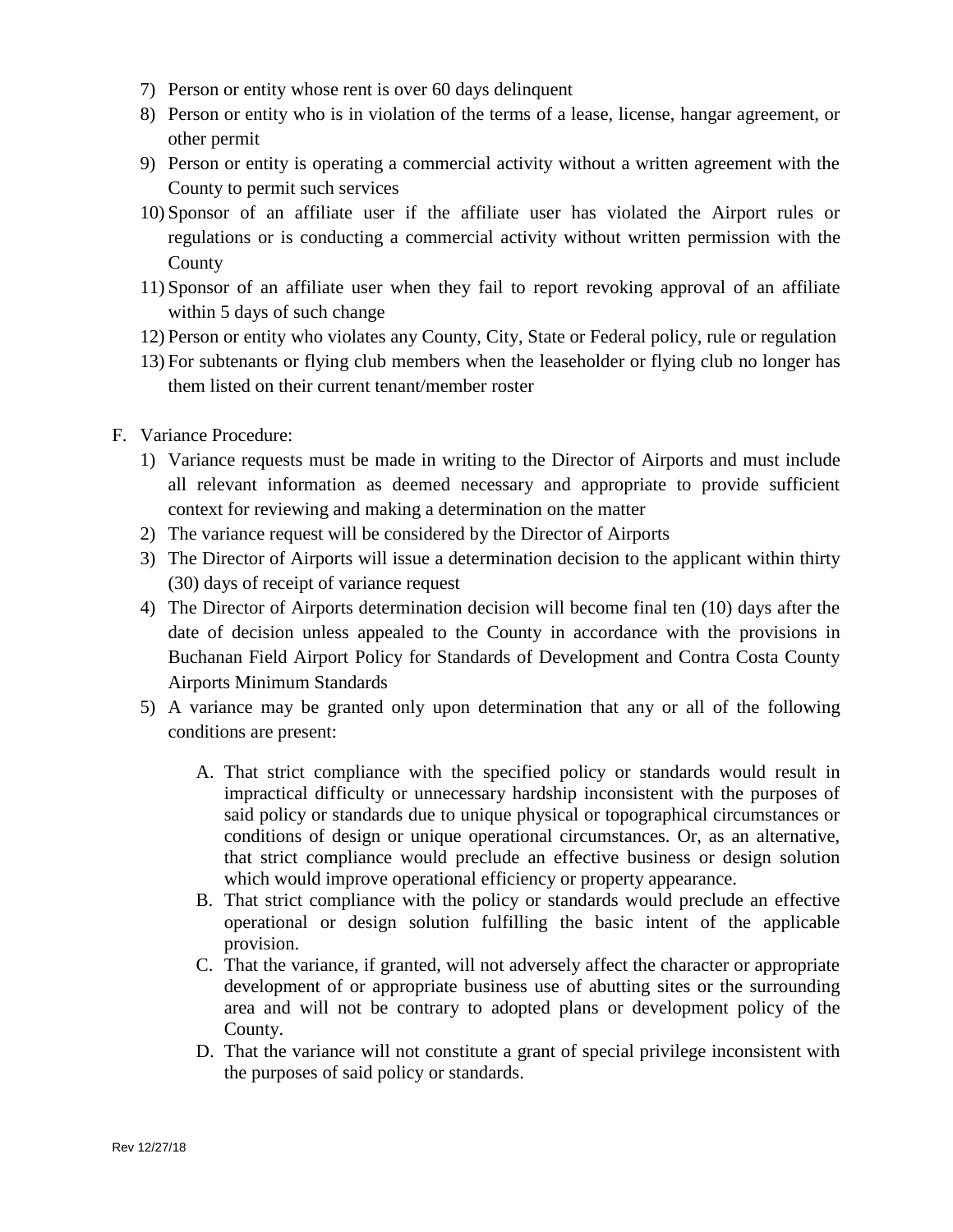7) Person or entity whose rent is over 60 days delinquent
8) Person or entity who is in violation of the terms of a lease, license, hangar agreement, or other permit
9) Person or entity is operating a commercial activity without a written agreement with the County to permit such services
10) Sponsor of an affiliate user if the affiliate user has violated the Airport rules or regulations or is conducting a commercial activity without written permission with the County
11) Sponsor of an affiliate user when they fail to report revoking approval of an affiliate within 5 days of such change
12) Person or entity who violates any County, City, State or Federal policy, rule or regulation
13) For subtenants or flying club members when the leaseholder or flying club no longer has them listed on their current tenant/member roster

F. Variance Procedure:
   1) Variance requests must be made in writing to the Director of Airports and must include all relevant information as deemed necessary and appropriate to provide sufficient context for reviewing and making a determination on the matter
   2) The variance request will be considered by the Director of Airports
   3) The Director of Airports will issue a determination decision to the applicant within thirty (30) days of receipt of variance request
   4) The Director of Airports determination decision will become final ten (10) days after the date of decision unless appealed to the County in accordance with the provisions in Buchanan Field Airport Policy for Standards of Development and Contra Costa County Airports Minimum Standards
   5) A variance may be granted only upon determination that any or all of the following conditions are present:

      A. That strict compliance with the specified policy or standards would result in impractical difficulty or unnecessary hardship inconsistent with the purposes of said policy or standards due to unique physical or topographical circumstances or conditions of design or unique operational circumstances. Or, as an alternative, that strict compliance would preclude an effective business or design solution which would improve operational efficiency or property appearance.
      B. That strict compliance with the policy or standards would preclude an effective operational or design solution fulfilling the basic intent of the applicable provision.
      C. That the variance, if granted, will not adversely affect the character or appropriate development of or appropriate business use of abutting sites or the surrounding area and will not be contrary to adopted plans or development policy of the County.
      D. That the variance will not constitute a grant of special privilege inconsistent with the purposes of said policy or standards.

Rev 12/27/18